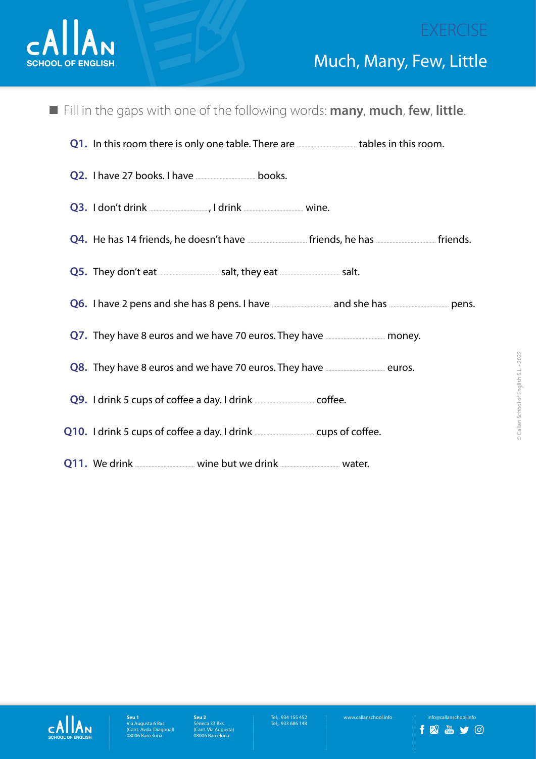# EXERCISE

## Much, Many, Few, Little

Fill in the gaps with one of the following words: **many**, **much**, **few**, **little**.

**Q1.** In this room there is only one table. There are .................................... tables in this room.

**Q2.** I have 27 books. I have .................................... books.

**Q3.** I don't drink ...................................., I drink .................................... wine.

**Q4.** He has 14 friends, he doesn't have .................................... friends, he has .................................... friends.

**Q5.** They don't eat .................................... salt, they eat .................................... salt.

**Q6.** I have 2 pens and she has 8 pens. I have .................................... and she has .................................... pens.

**Q7.** They have 8 euros and we have 70 euros. They have .................................... money.

**Q8.** They have 8 euros and we have 70 euros. They have .................................... euros.

**Q9.** I drink 5 cups of coffee a day. I drink .................................... coffee.

**Q10.** I drink 5 cups of coffee a day. I drink .................................... cups of coffee.

**Q11.** We drink .................................... wine but we drink .................................... water.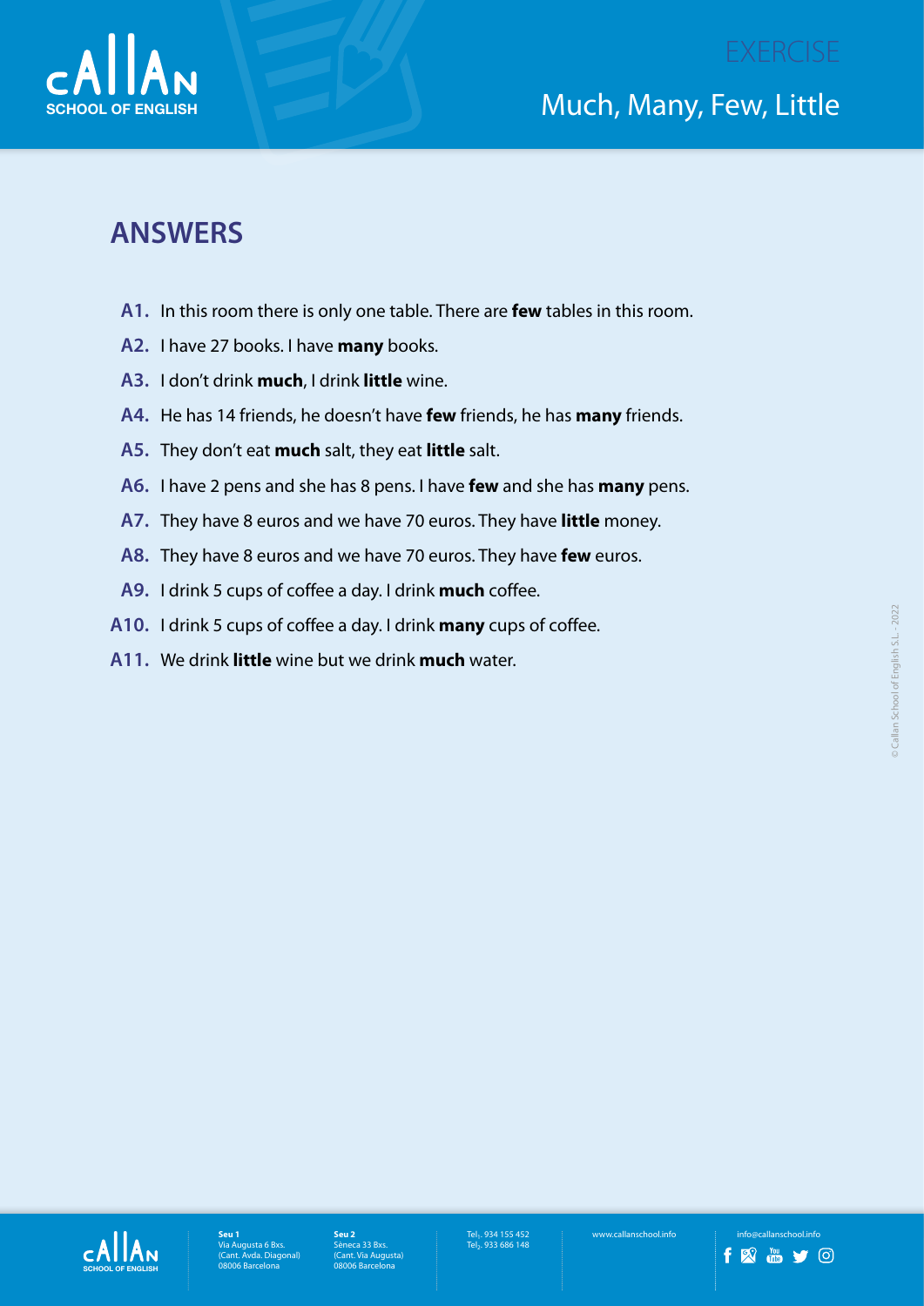## ANSWERS

**A1.** In this room there is only one table. There are **few** tables in this room.

**A2.** I have 27 books. I have **many** books.

**A3.** I don't drink **much**, I drink **little** wine.

**A4.** He has 14 friends, he doesn't have **few** friends, he has **many** friends.

**A5.** They don't eat **much** salt, they eat **little** salt.

**A6.** I have 2 pens and she has 8 pens. I have **few** and she has **many** pens.

**A7.** They have 8 euros and we have 70 euros. They have **little** money.

**A8.** They have 8 euros and we have 70 euros. They have **few** euros.

**A9.** I drink 5 cups of coffee a day. I drink **much** coffee.

**A10.** I drink 5 cups of coffee a day. I drink **many** cups of coffee.

**A11.** We drink **little** wine but we drink **much** water.